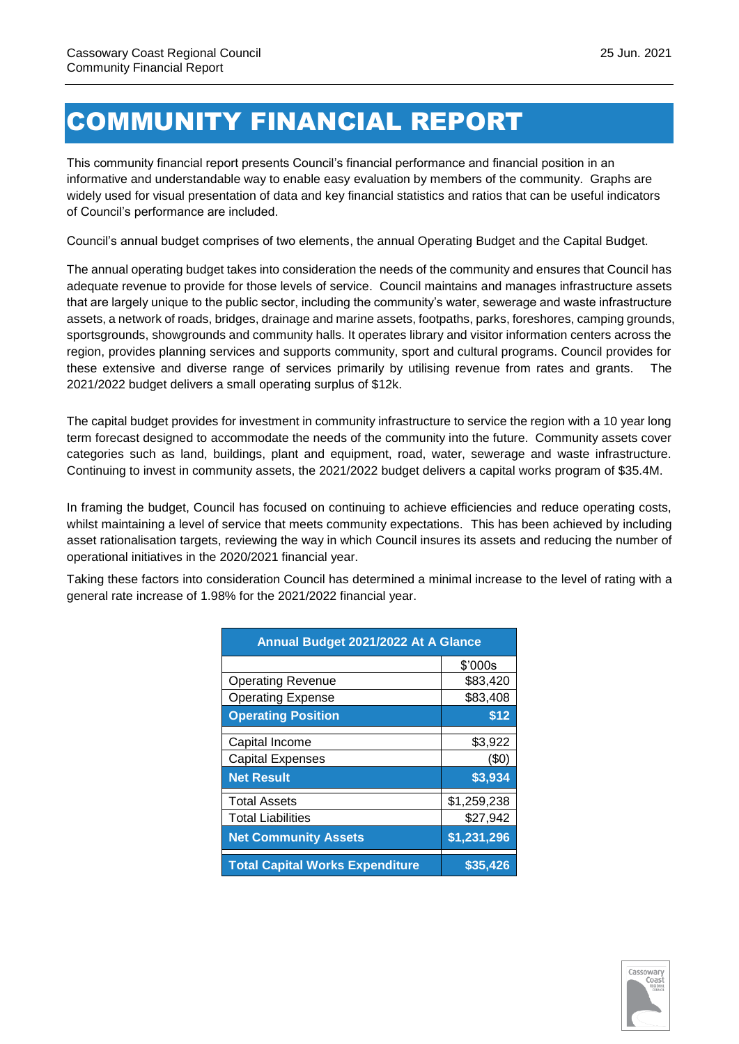# COMMUNITY FINANCIAL REPORT

This community financial report presents Council's financial performance and financial position in an informative and understandable way to enable easy evaluation by members of the community. Graphs are widely used for visual presentation of data and key financial statistics and ratios that can be useful indicators of Council's performance are included.

Council's annual budget comprises of two elements, the annual Operating Budget and the Capital Budget.

The annual operating budget takes into consideration the needs of the community and ensures that Council has adequate revenue to provide for those levels of service. Council maintains and manages infrastructure assets that are largely unique to the public sector, including the community's water, sewerage and waste infrastructure assets, a network of roads, bridges, drainage and marine assets, footpaths, parks, foreshores, camping grounds, sportsgrounds, showgrounds and community halls. It operates library and visitor information centers across the region, provides planning services and supports community, sport and cultural programs. Council provides for these extensive and diverse range of services primarily by utilising revenue from rates and grants. The 2021/2022 budget delivers a small operating surplus of $12k.

The capital budget provides for investment in community infrastructure to service the region with a 10 year long term forecast designed to accommodate the needs of the community into the future. Community assets cover categories such as land, buildings, plant and equipment, road, water, sewerage and waste infrastructure. Continuing to invest in community assets, the 2021/2022 budget delivers a capital works program of $35.4M.

In framing the budget, Council has focused on continuing to achieve efficiencies and reduce operating costs, whilst maintaining a level of service that meets community expectations. This has been achieved by including asset rationalisation targets, reviewing the way in which Council insures its assets and reducing the number of operational initiatives in the 2020/2021 financial year.

Taking these factors into consideration Council has determined a minimal increase to the level of rating with a general rate increase of 1.98% for the 2021/2022 financial year.

| Annual Budget 2021/2022 At A Glance | |
|---|---|
| | $'000s |
| Operating Revenue | $83,420 |
| Operating Expense | $83,408 |
| **Operating Position** | **$12** |
| Capital Income | $3,922 |
| Capital Expenses | ($0) |
| **Net Result** | **$3,934** |
| Total Assets | $1,259,238 |
| Total Liabilities | $27,942 |
| **Net Community Assets** | **$1,231,296** |
| **Total Capital Works Expenditure** | **$35,426** |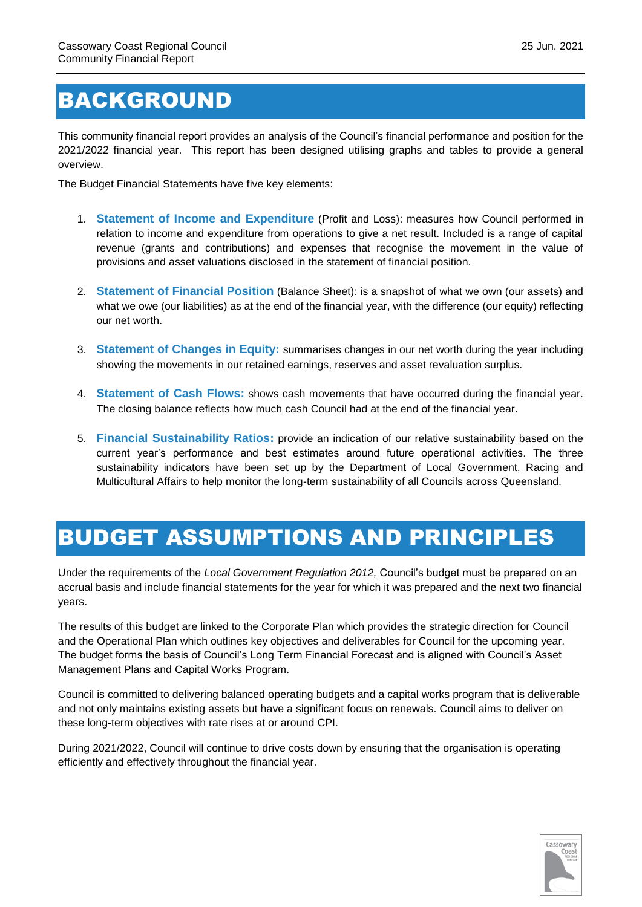# BACKGROUND

This community financial report provides an analysis of the Council's financial performance and position for the 2021/2022 financial year. This report has been designed utilising graphs and tables to provide a general overview.

The Budget Financial Statements have five key elements:

1. **Statement of Income and Expenditure** (Profit and Loss): measures how Council performed in relation to income and expenditure from operations to give a net result. Included is a range of capital revenue (grants and contributions) and expenses that recognise the movement in the value of provisions and asset valuations disclosed in the statement of financial position.

2. **Statement of Financial Position** (Balance Sheet): is a snapshot of what we own (our assets) and what we owe (our liabilities) as at the end of the financial year, with the difference (our equity) reflecting our net worth.

3. **Statement of Changes in Equity:** summarises changes in our net worth during the year including showing the movements in our retained earnings, reserves and asset revaluation surplus.

4. **Statement of Cash Flows:** shows cash movements that have occurred during the financial year. The closing balance reflects how much cash Council had at the end of the financial year.

5. **Financial Sustainability Ratios:** provide an indication of our relative sustainability based on the current year's performance and best estimates around future operational activities. The three sustainability indicators have been set up by the Department of Local Government, Racing and Multicultural Affairs to help monitor the long-term sustainability of all Councils across Queensland.

# BUDGET ASSUMPTIONS AND PRINCIPLES

Under the requirements of the *Local Government Regulation 2012,* Council's budget must be prepared on an accrual basis and include financial statements for the year for which it was prepared and the next two financial years.

The results of this budget are linked to the Corporate Plan which provides the strategic direction for Council and the Operational Plan which outlines key objectives and deliverables for Council for the upcoming year. The budget forms the basis of Council's Long Term Financial Forecast and is aligned with Council's Asset Management Plans and Capital Works Program.

Council is committed to delivering balanced operating budgets and a capital works program that is deliverable and not only maintains existing assets but have a significant focus on renewals. Council aims to deliver on these long-term objectives with rate rises at or around CPI.

During 2021/2022, Council will continue to drive costs down by ensuring that the organisation is operating efficiently and effectively throughout the financial year.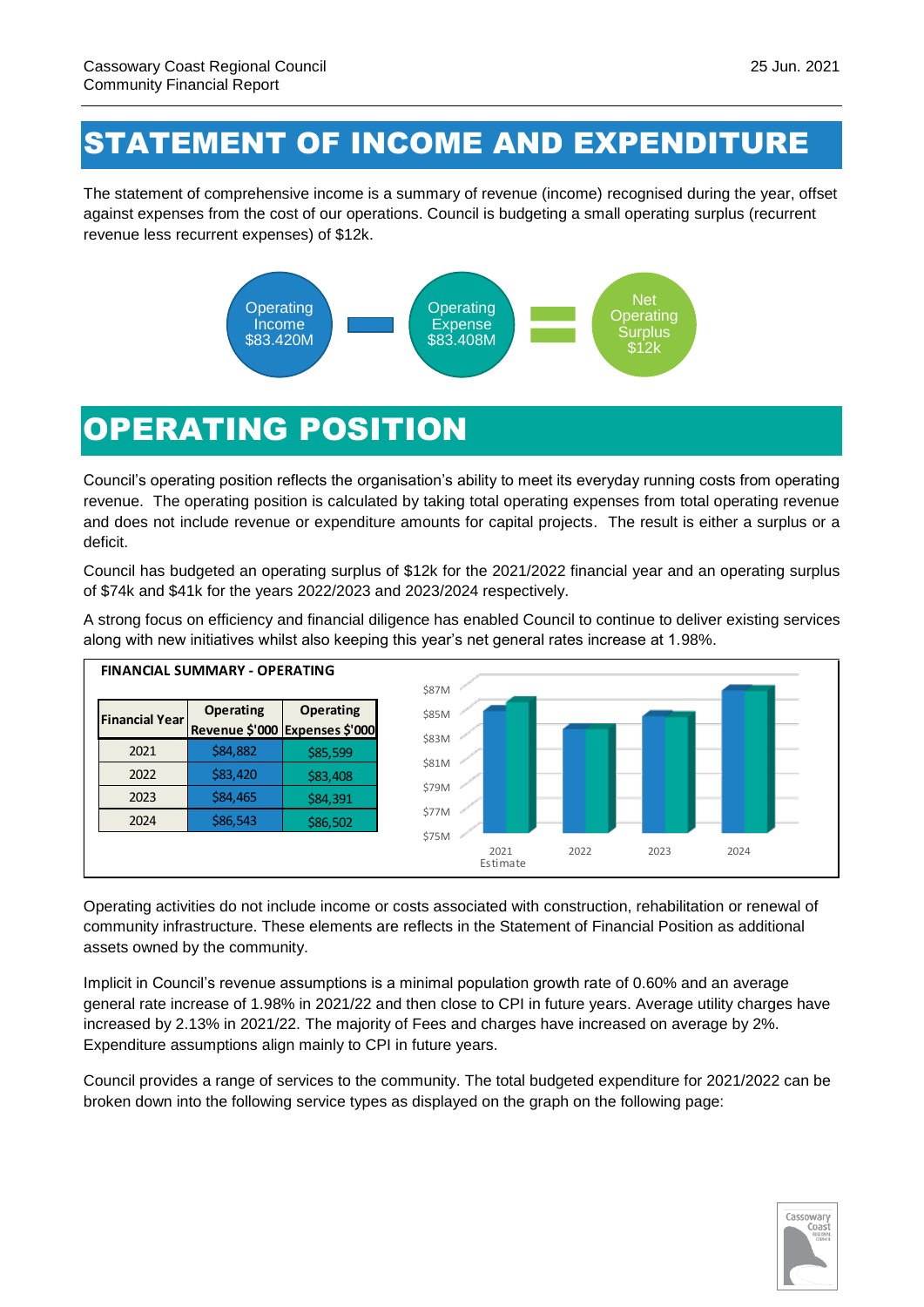# STATEMENT OF INCOME AND EXPENDITURE

The statement of comprehensive income is a summary of revenue (income) recognised during the year, offset against expenses from the cost of our operations. Council is budgeting a small operating surplus (recurrent revenue less recurrent expenses) of $12k.

Operating Income $83.420M − Operating Expense $83.408M = Net Operating Surplus $12k

# OPERATING POSITION

Council's operating position reflects the organisation's ability to meet its everyday running costs from operating revenue. The operating position is calculated by taking total operating expenses from total operating revenue and does not include revenue or expenditure amounts for capital projects. The result is either a surplus or a deficit.

Council has budgeted an operating surplus of $12k for the 2021/2022 financial year and an operating surplus of $74k and $41k for the years 2022/2023 and 2023/2024 respectively.

A strong focus on efficiency and financial diligence has enabled Council to continue to deliver existing services along with new initiatives whilst also keeping this year's net general rates increase at 1.98%.

**FINANCIAL SUMMARY - OPERATING**

| Financial Year | Operating Revenue $'000 | Operating Expenses $'000 |
|---|---|---|
| 2021 | $84,882 | $85,599 |
| 2022 | $83,420 | $83,408 |
| 2023 | $84,465 | $84,391 |
| 2024 | $86,543 | $86,502 |

Operating activities do not include income or costs associated with construction, rehabilitation or renewal of community infrastructure. These elements are reflects in the Statement of Financial Position as additional assets owned by the community.

Implicit in Council's revenue assumptions is a minimal population growth rate of 0.60% and an average general rate increase of 1.98% in 2021/22 and then close to CPI in future years. Average utility charges have increased by 2.13% in 2021/22. The majority of Fees and charges have increased on average by 2%. Expenditure assumptions align mainly to CPI in future years.

Council provides a range of services to the community. The total budgeted expenditure for 2021/2022 can be broken down into the following service types as displayed on the graph on the following page: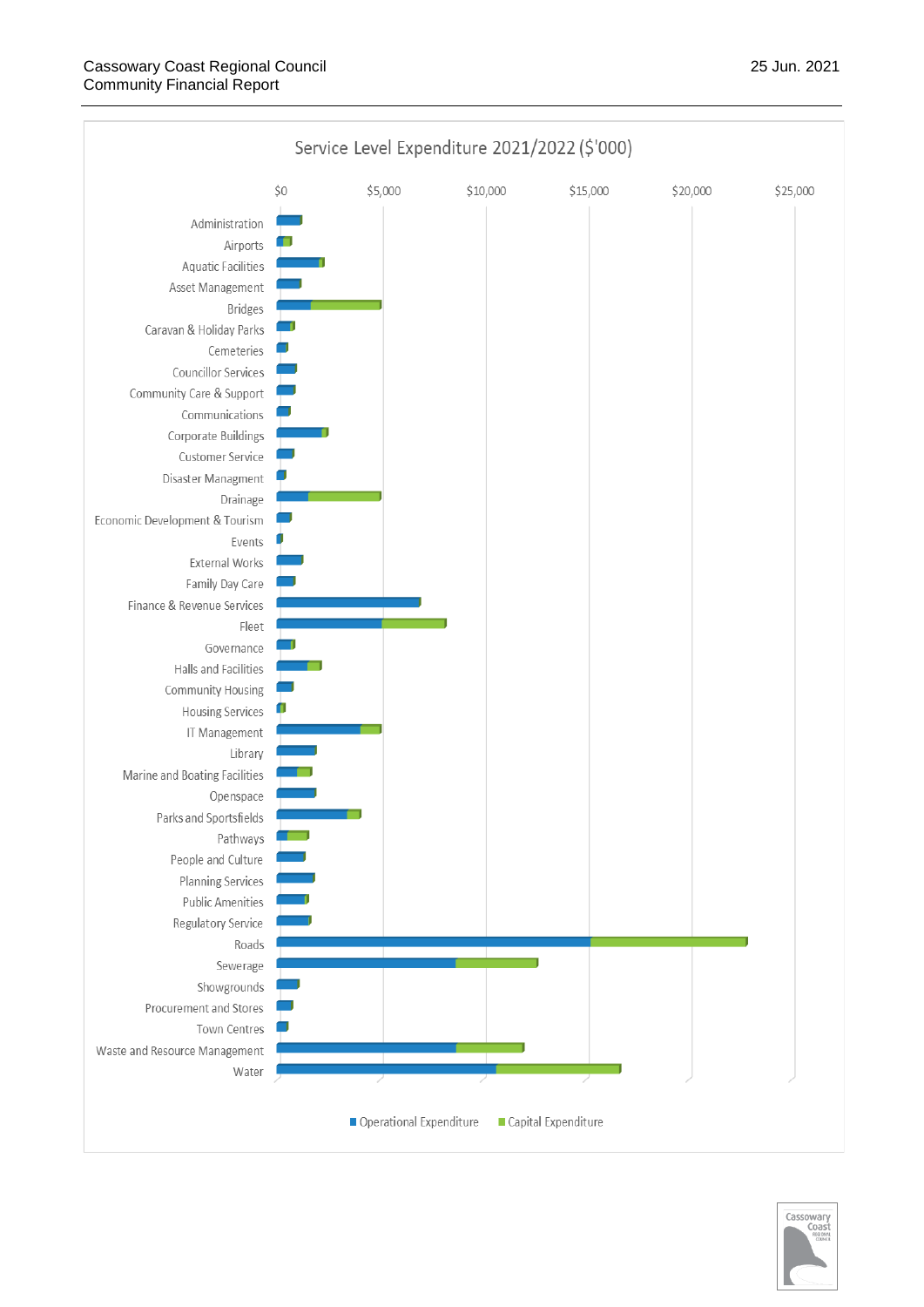## Service Level Expenditure 2021/2022 ($'000)

$0 | $5,000 | $10,000 | $15,000 | $20,000 | $25,000

- Administration
- Airports
- Aquatic Facilities
- Asset Management
- Bridges
- Caravan & Holiday Parks
- Cemeteries
- Councillor Services
- Community Care & Support
- Communications
- Corporate Buildings
- Customer Service
- Disaster Managment
- Drainage
- Economic Development & Tourism
- Events
- External Works
- Family Day Care
- Finance & Revenue Services
- Fleet
- Governance
- Halls and Facilities
- Community Housing
- Housing Services
- IT Management
- Library
- Marine and Boating Facilities
- Openspace
- Parks and Sportsfields
- Pathways
- People and Culture
- Planning Services
- Public Amenities
- Regulatory Service
- Roads
- Sewerage
- Showgrounds
- Procurement and Stores
- Town Centres
- Waste and Resource Management
- Water

■ Operational Expenditure ■ Capital Expenditure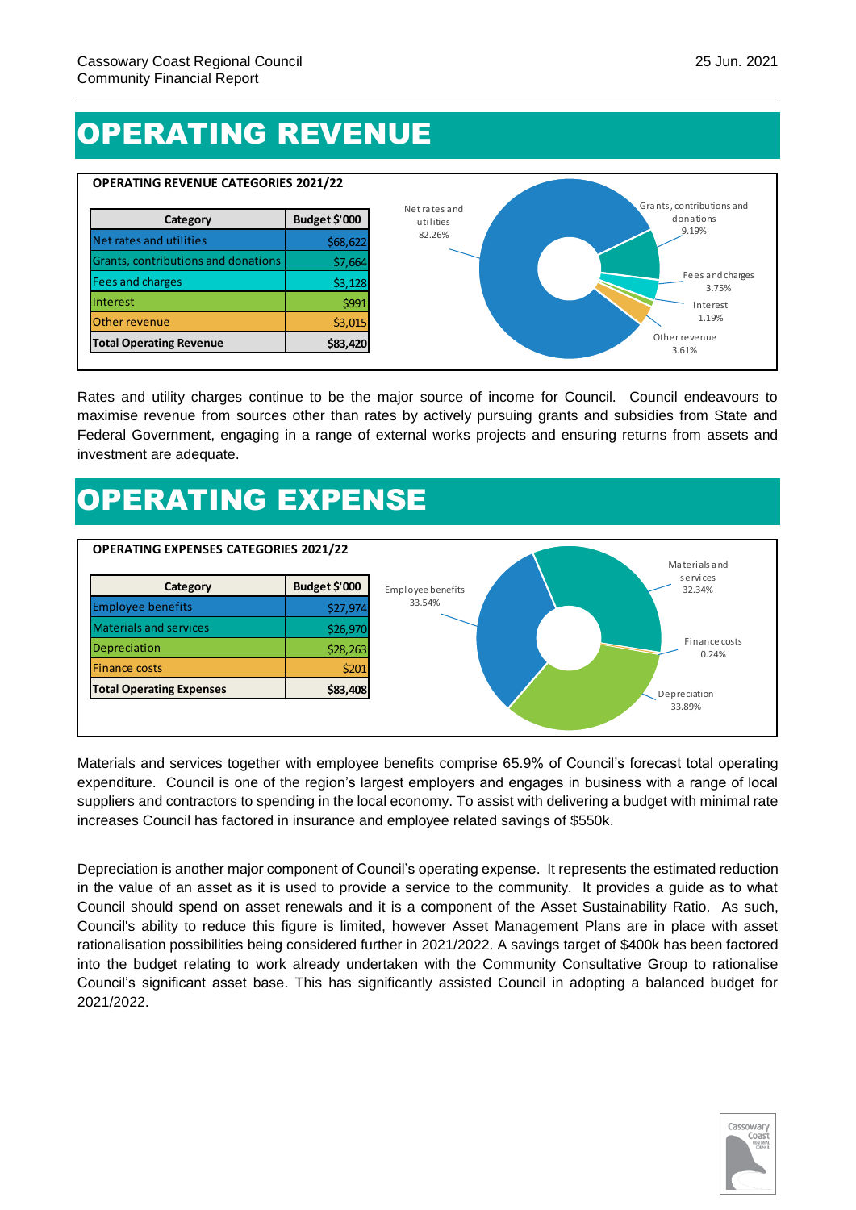# OPERATING REVENUE

**OPERATING REVENUE CATEGORIES 2021/22**

| Category | Budget $'000 |
|---|---|
| Net rates and utilities | $68,622 |
| Grants, contributions and donations | $7,664 |
| Fees and charges | $3,128 |
| Interest | $991 |
| Other revenue | $3,015 |
| **Total Operating Revenue** | **$83,420** |

Net rates and utilities 82.26%
Grants, contributions and donations 9.19%
Fees and charges 3.75%
Interest 1.19%
Other revenue 3.61%

Rates and utility charges continue to be the major source of income for Council. Council endeavours to maximise revenue from sources other than rates by actively pursuing grants and subsidies from State and Federal Government, engaging in a range of external works projects and ensuring returns from assets and investment are adequate.

# OPERATING EXPENSE

**OPERATING EXPENSES CATEGORIES 2021/22**

| Category | Budget $'000 |
|---|---|
| Employee benefits | $27,974 |
| Materials and services | $26,970 |
| Depreciation | $28,263 |
| Finance costs | $201 |
| **Total Operating Expenses** | **$83,408** |

Employee benefits 33.54%
Materials and services 32.34%
Finance costs 0.24%
Depreciation 33.89%

Materials and services together with employee benefits comprise 65.9% of Council's forecast total operating expenditure. Council is one of the region's largest employers and engages in business with a range of local suppliers and contractors to spending in the local economy. To assist with delivering a budget with minimal rate increases Council has factored in insurance and employee related savings of $550k.

Depreciation is another major component of Council's operating expense. It represents the estimated reduction in the value of an asset as it is used to provide a service to the community. It provides a guide as to what Council should spend on asset renewals and it is a component of the Asset Sustainability Ratio. As such, Council's ability to reduce this figure is limited, however Asset Management Plans are in place with asset rationalisation possibilities being considered further in 2021/2022. A savings target of $400k has been factored into the budget relating to work already undertaken with the Community Consultative Group to rationalise Council's significant asset base. This has significantly assisted Council in adopting a balanced budget for 2021/2022.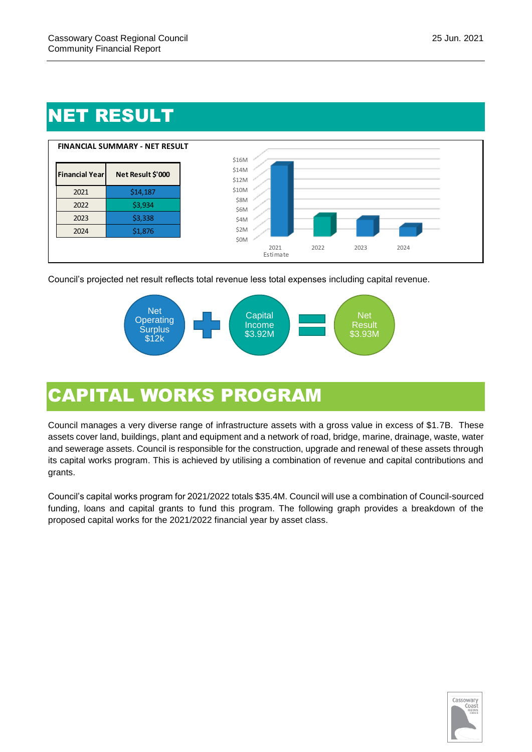# NET RESULT

**FINANCIAL SUMMARY - NET RESULT**

| Financial Year | Net Result $'000 |
|---|---|
| 2021 | $14,187 |
| 2022 | $3,934 |
| 2023 | $3,338 |
| 2024 | $1,876 |

Council's projected net result reflects total revenue less total expenses including capital revenue.

Net Operating Surplus $12k + Capital Income $3.92M = Net Result $3.93M

# CAPITAL WORKS PROGRAM

Council manages a very diverse range of infrastructure assets with a gross value in excess of $1.7B. These assets cover land, buildings, plant and equipment and a network of road, bridge, marine, drainage, waste, water and sewerage assets. Council is responsible for the construction, upgrade and renewal of these assets through its capital works program. This is achieved by utilising a combination of revenue and capital contributions and grants.

Council's capital works program for 2021/2022 totals $35.4M. Council will use a combination of Council-sourced funding, loans and capital grants to fund this program. The following graph provides a breakdown of the proposed capital works for the 2021/2022 financial year by asset class.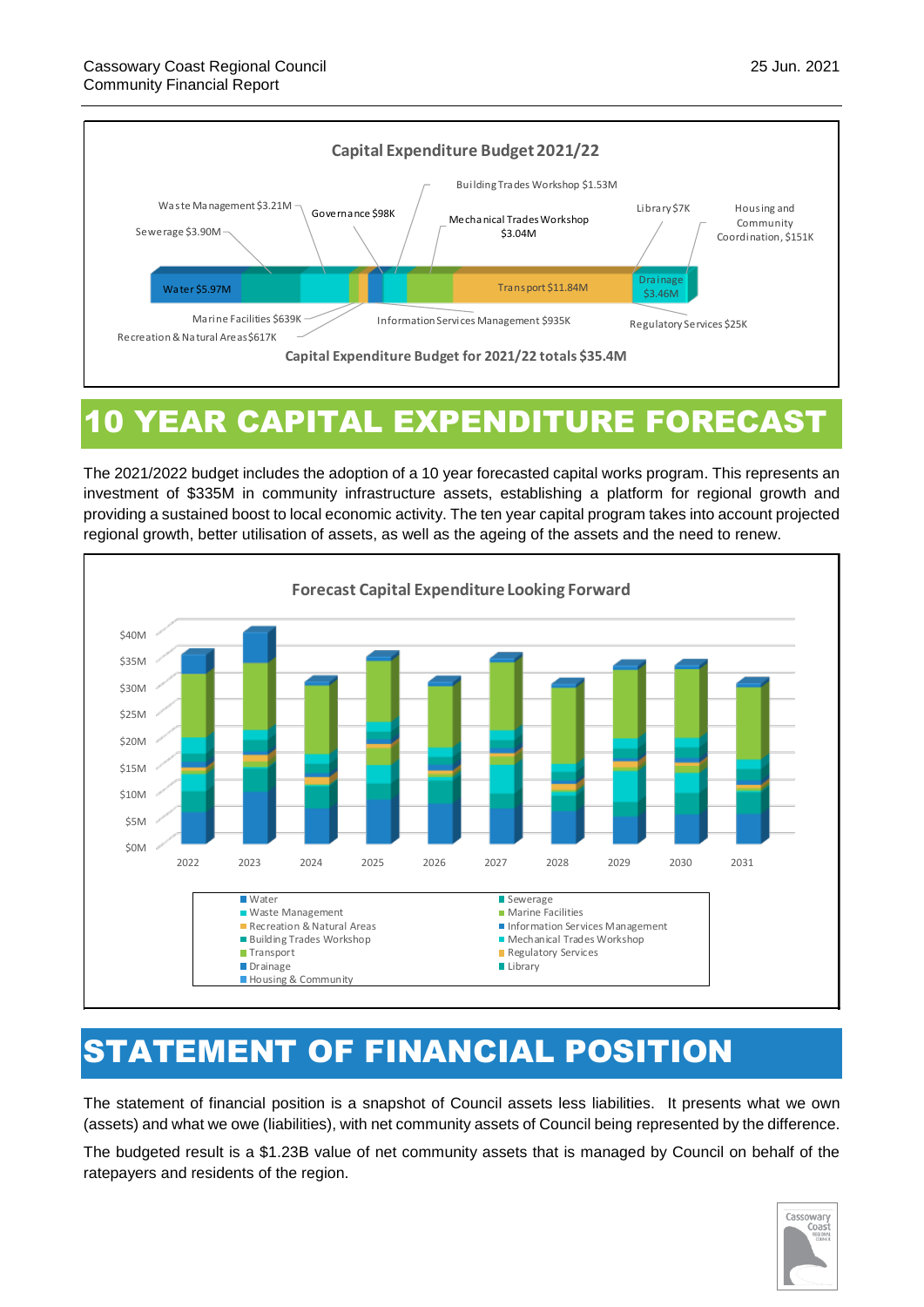### Capital Expenditure Budget 2021/22

Water $5.97M; Sewerage $3.90M; Waste Management $3.21M; Governance $98K; Building Trades Workshop $1.53M; Mechanical Trades Workshop $3.04M; Transport $11.84M; Library $7K; Drainage $3.46M; Housing and Community Coordination, $151K; Marine Facilities $639K; Recreation & Natural Areas $617K; Information Services Management $935K; Regulatory Services $25K

Capital Expenditure Budget for 2021/22 totals $35.4M

# 10 YEAR CAPITAL EXPENDITURE FORECAST

The 2021/2022 budget includes the adoption of a 10 year forecasted capital works program. This represents an investment of $335M in community infrastructure assets, establishing a platform for regional growth and providing a sustained boost to local economic activity. The ten year capital program takes into account projected regional growth, better utilisation of assets, as well as the ageing of the assets and the need to renew.

### Forecast Capital Expenditure Looking Forward

$0M – $40M; 2022, 2023, 2024, 2025, 2026, 2027, 2028, 2029, 2030, 2031

Water; Sewerage; Waste Management; Marine Facilities; Recreation & Natural Areas; Information Services Management; Building Trades Workshop; Mechanical Trades Workshop; Transport; Regulatory Services; Drainage; Library; Housing & Community

# STATEMENT OF FINANCIAL POSITION

The statement of financial position is a snapshot of Council assets less liabilities. It presents what we own (assets) and what we owe (liabilities), with net community assets of Council being represented by the difference.

The budgeted result is a $1.23B value of net community assets that is managed by Council on behalf of the ratepayers and residents of the region.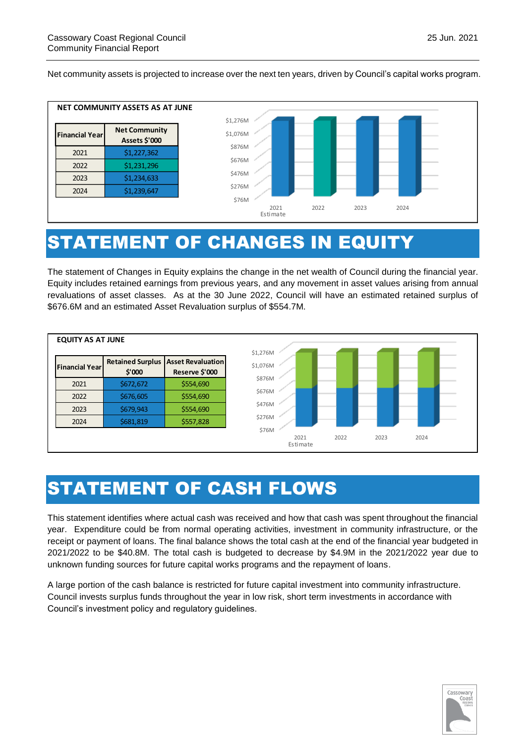Net community assets is projected to increase over the next ten years, driven by Council's capital works program.

**NET COMMUNITY ASSETS AS AT JUNE**

| Financial Year | Net Community Assets $'000 |
| --- | --- |
| 2021 | $1,227,362 |
| 2022 | $1,231,296 |
| 2023 | $1,234,633 |
| 2024 | $1,239,647 |

# STATEMENT OF CHANGES IN EQUITY

The statement of Changes in Equity explains the change in the net wealth of Council during the financial year. Equity includes retained earnings from previous years, and any movement in asset values arising from annual revaluations of asset classes. As at the 30 June 2022, Council will have an estimated retained surplus of $676.6M and an estimated Asset Revaluation surplus of $554.7M.

**EQUITY AS AT JUNE**

| Financial Year | Retained Surplus $'000 | Asset Revaluation Reserve $'000 |
| --- | --- | --- |
| 2021 | $672,672 | $554,690 |
| 2022 | $676,605 | $554,690 |
| 2023 | $679,943 | $554,690 |
| 2024 | $681,819 | $557,828 |

# STATEMENT OF CASH FLOWS

This statement identifies where actual cash was received and how that cash was spent throughout the financial year. Expenditure could be from normal operating activities, investment in community infrastructure, or the receipt or payment of loans. The final balance shows the total cash at the end of the financial year budgeted in 2021/2022 to be $40.8M. The total cash is budgeted to decrease by $4.9M in the 2021/2022 year due to unknown funding sources for future capital works programs and the repayment of loans.

A large portion of the cash balance is restricted for future capital investment into community infrastructure. Council invests surplus funds throughout the year in low risk, short term investments in accordance with Council's investment policy and regulatory guidelines.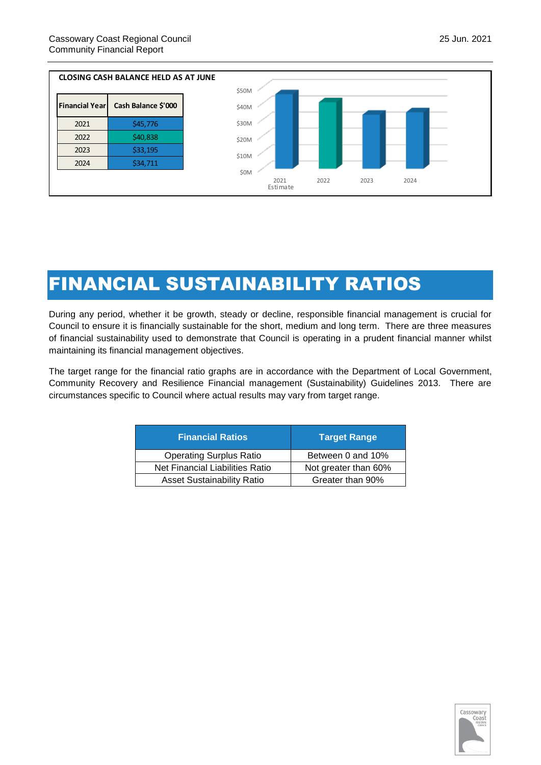**CLOSING CASH BALANCE HELD AS AT JUNE**

| Financial Year | Cash Balance $'000 |
|---|---|
| 2021 | $45,776 |
| 2022 | $40,838 |
| 2023 | $33,195 |
| 2024 | $34,711 |

# FINANCIAL SUSTAINABILITY RATIOS

During any period, whether it be growth, steady or decline, responsible financial management is crucial for Council to ensure it is financially sustainable for the short, medium and long term. There are three measures of financial sustainability used to demonstrate that Council is operating in a prudent financial manner whilst maintaining its financial management objectives.

The target range for the financial ratio graphs are in accordance with the Department of Local Government, Community Recovery and Resilience Financial management (Sustainability) Guidelines 2013. There are circumstances specific to Council where actual results may vary from target range.

| Financial Ratios | Target Range |
|---|---|
| Operating Surplus Ratio | Between 0 and 10% |
| Net Financial Liabilities Ratio | Not greater than 60% |
| Asset Sustainability Ratio | Greater than 90% |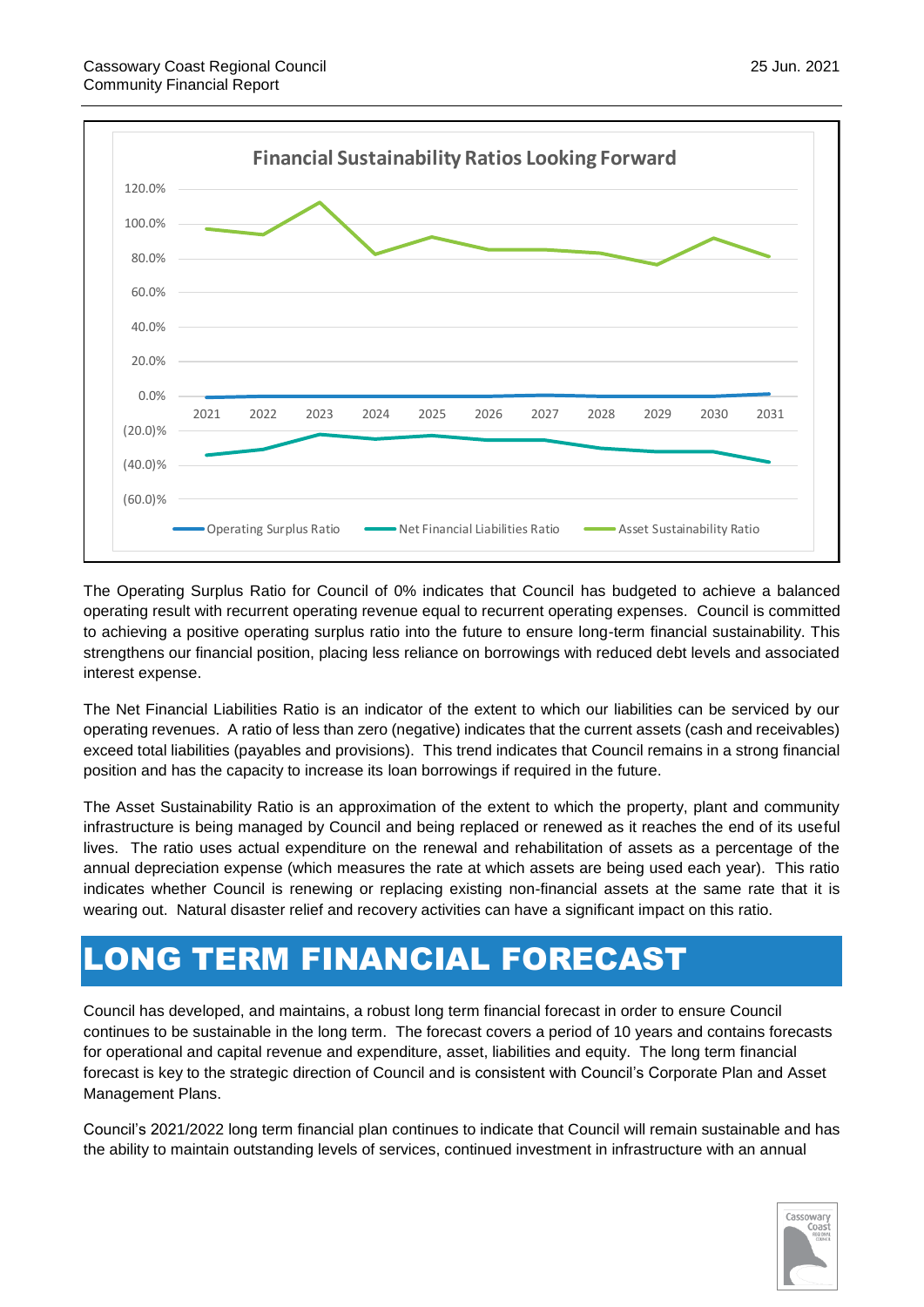**Financial Sustainability Ratios Looking Forward**

The Operating Surplus Ratio for Council of 0% indicates that Council has budgeted to achieve a balanced operating result with recurrent operating revenue equal to recurrent operating expenses. Council is committed to achieving a positive operating surplus ratio into the future to ensure long-term financial sustainability. This strengthens our financial position, placing less reliance on borrowings with reduced debt levels and associated interest expense.

The Net Financial Liabilities Ratio is an indicator of the extent to which our liabilities can be serviced by our operating revenues. A ratio of less than zero (negative) indicates that the current assets (cash and receivables) exceed total liabilities (payables and provisions). This trend indicates that Council remains in a strong financial position and has the capacity to increase its loan borrowings if required in the future.

The Asset Sustainability Ratio is an approximation of the extent to which the property, plant and community infrastructure is being managed by Council and being replaced or renewed as it reaches the end of its useful lives. The ratio uses actual expenditure on the renewal and rehabilitation of assets as a percentage of the annual depreciation expense (which measures the rate at which assets are being used each year). This ratio indicates whether Council is renewing or replacing existing non-financial assets at the same rate that it is wearing out. Natural disaster relief and recovery activities can have a significant impact on this ratio.

# LONG TERM FINANCIAL FORECAST

Council has developed, and maintains, a robust long term financial forecast in order to ensure Council continues to be sustainable in the long term. The forecast covers a period of 10 years and contains forecasts for operational and capital revenue and expenditure, asset, liabilities and equity. The long term financial forecast is key to the strategic direction of Council and is consistent with Council's Corporate Plan and Asset Management Plans.

Council's 2021/2022 long term financial plan continues to indicate that Council will remain sustainable and has the ability to maintain outstanding levels of services, continued investment in infrastructure with an annual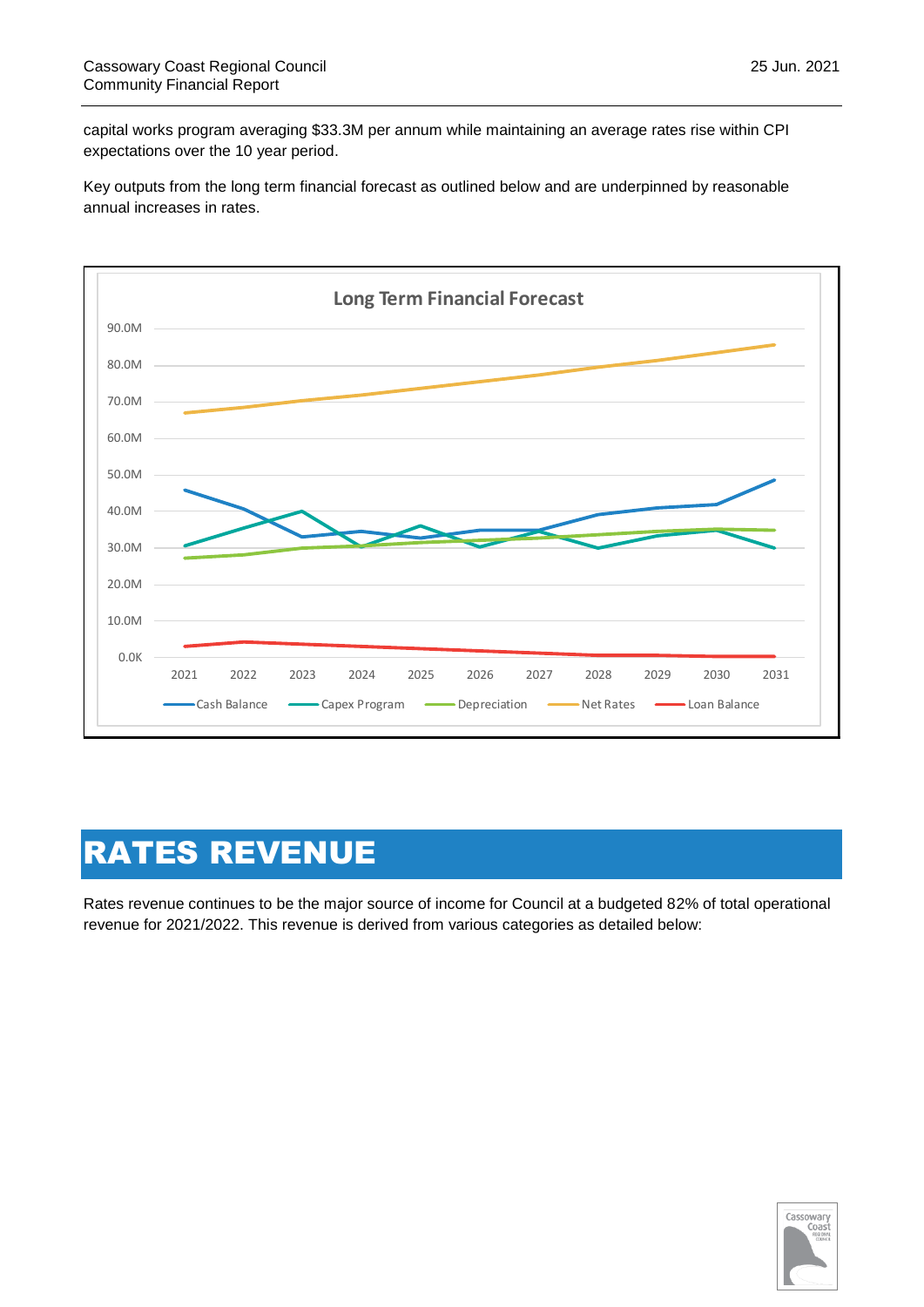capital works program averaging $33.3M per annum while maintaining an average rates rise within CPI expectations over the 10 year period.

Key outputs from the long term financial forecast as outlined below and are underpinned by reasonable annual increases in rates.

**Long Term Financial Forecast**

Legend: Cash Balance, Capex Program, Depreciation, Net Rates, Loan Balance

Y-axis: 0.0K – 90.0M; X-axis: 2021 – 2031

# RATES REVENUE

Rates revenue continues to be the major source of income for Council at a budgeted 82% of total operational revenue for 2021/2022. This revenue is derived from various categories as detailed below: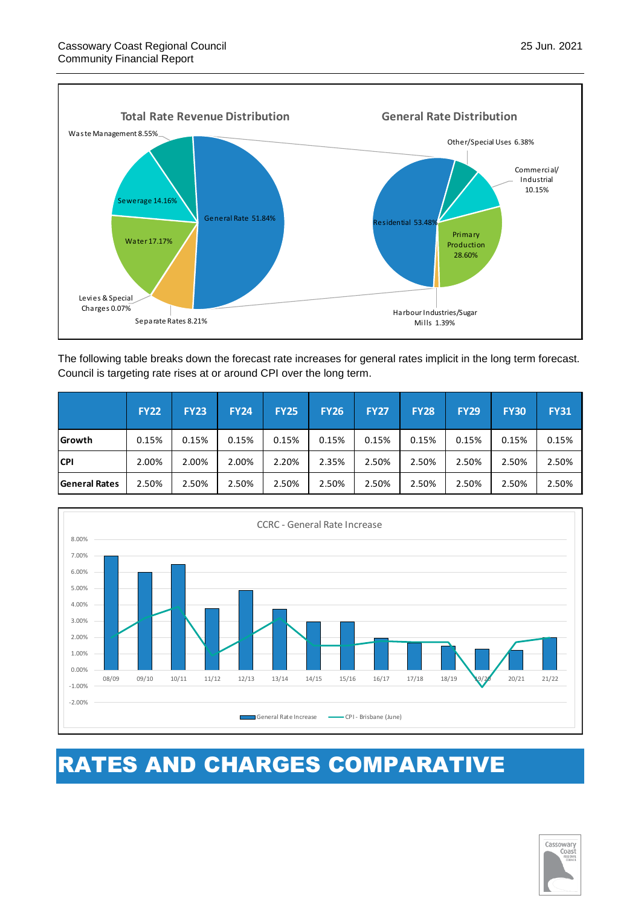**Total Rate Revenue Distribution**

- General Rate 51.84%
- Water 17.17%
- Sewerage 14.16%
- Waste Management 8.55%
- Separate Rates 8.21%
- Levies & Special Charges 0.07%

**General Rate Distribution**

- Residential 53.48%
- Primary Production 28.60%
- Commercial/Industrial 10.15%
- Other/Special Uses 6.38%
- Harbour Industries/Sugar Mills 1.39%

The following table breaks down the forecast rate increases for general rates implicit in the long term forecast. Council is targeting rate rises at or around CPI over the long term.

| | FY22 | FY23 | FY24 | FY25 | FY26 | FY27 | FY28 | FY29 | FY30 | FY31 |
|---|---|---|---|---|---|---|---|---|---|---|
| **Growth** | 0.15% | 0.15% | 0.15% | 0.15% | 0.15% | 0.15% | 0.15% | 0.15% | 0.15% | 0.15% |
| **CPI** | 2.00% | 2.00% | 2.00% | 2.20% | 2.35% | 2.50% | 2.50% | 2.50% | 2.50% | 2.50% |
| **General Rates** | 2.50% | 2.50% | 2.50% | 2.50% | 2.50% | 2.50% | 2.50% | 2.50% | 2.50% | 2.50% |

**CCRC - General Rate Increase**

Legend: General Rate Increase; CPI - Brisbane (June)

Years: 08/09, 09/10, 10/11, 11/12, 12/13, 13/14, 14/15, 15/16, 16/17, 17/18, 18/19, 19/20, 20/21, 21/22

# RATES AND CHARGES COMPARATIVE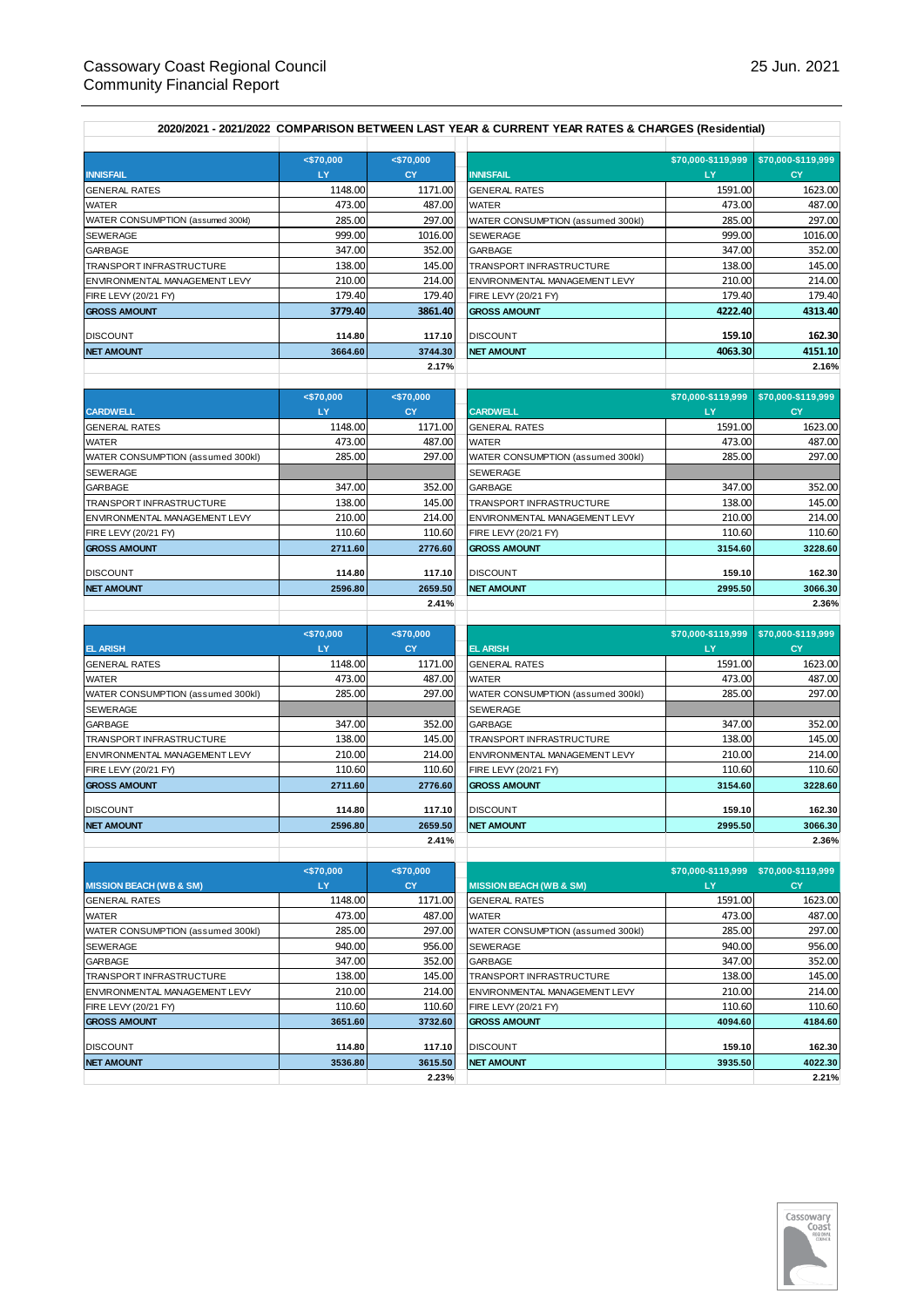Cassowary Coast Regional Council
Community Financial Report

25 Jun. 2021

## 2020/2021 - 2021/2022 COMPARISON BETWEEN LAST YEAR & CURRENT YEAR RATES & CHARGES (Residential)

| INNISFAIL | <$70,000 LY | <$70,000 CY |
|---|---|---|
| GENERAL RATES | 1148.00 | 1171.00 |
| WATER | 473.00 | 487.00 |
| WATER CONSUMPTION (assumed 300kl) | 285.00 | 297.00 |
| SEWERAGE | 999.00 | 1016.00 |
| GARBAGE | 347.00 | 352.00 |
| TRANSPORT INFRASTRUCTURE | 138.00 | 145.00 |
| ENVIRONMENTAL MANAGEMENT LEVY | 210.00 | 214.00 |
| FIRE LEVY (20/21 FY) | 179.40 | 179.40 |
| **GROSS AMOUNT** | **3779.40** | **3861.40** |
| DISCOUNT | **114.80** | **117.10** |
| **NET AMOUNT** | **3664.60** | **3744.30** |
| | | **2.17%** |

| INNISFAIL | $70,000-$119,999 LY | $70,000-$119,999 CY |
|---|---|---|
| GENERAL RATES | 1591.00 | 1623.00 |
| WATER | 473.00 | 487.00 |
| WATER CONSUMPTION (assumed 300kl) | 285.00 | 297.00 |
| SEWERAGE | 999.00 | 1016.00 |
| GARBAGE | 347.00 | 352.00 |
| TRANSPORT INFRASTRUCTURE | 138.00 | 145.00 |
| ENVIRONMENTAL MANAGEMENT LEVY | 210.00 | 214.00 |
| FIRE LEVY (20/21 FY) | 179.40 | 179.40 |
| **GROSS AMOUNT** | **4222.40** | **4313.40** |
| DISCOUNT | **159.10** | **162.30** |
| **NET AMOUNT** | **4063.30** | **4151.10** |
| | | **2.16%** |

| CARDWELL | <$70,000 LY | <$70,000 CY |
|---|---|---|
| GENERAL RATES | 1148.00 | 1171.00 |
| WATER | 473.00 | 487.00 |
| WATER CONSUMPTION (assumed 300kl) | 285.00 | 297.00 |
| SEWERAGE | | |
| GARBAGE | 347.00 | 352.00 |
| TRANSPORT INFRASTRUCTURE | 138.00 | 145.00 |
| ENVIRONMENTAL MANAGEMENT LEVY | 210.00 | 214.00 |
| FIRE LEVY (20/21 FY) | 110.60 | 110.60 |
| **GROSS AMOUNT** | **2711.60** | **2776.60** |
| DISCOUNT | **114.80** | **117.10** |
| **NET AMOUNT** | **2596.80** | **2659.50** |
| | | **2.41%** |

| CARDWELL | $70,000-$119,999 LY | $70,000-$119,999 CY |
|---|---|---|
| GENERAL RATES | 1591.00 | 1623.00 |
| WATER | 473.00 | 487.00 |
| WATER CONSUMPTION (assumed 300kl) | 285.00 | 297.00 |
| SEWERAGE | | |
| GARBAGE | 347.00 | 352.00 |
| TRANSPORT INFRASTRUCTURE | 138.00 | 145.00 |
| ENVIRONMENTAL MANAGEMENT LEVY | 210.00 | 214.00 |
| FIRE LEVY (20/21 FY) | 110.60 | 110.60 |
| **GROSS AMOUNT** | **3154.60** | **3228.60** |
| DISCOUNT | **159.10** | **162.30** |
| **NET AMOUNT** | **2995.50** | **3066.30** |
| | | **2.36%** |

| EL ARISH | <$70,000 LY | <$70,000 CY |
|---|---|---|
| GENERAL RATES | 1148.00 | 1171.00 |
| WATER | 473.00 | 487.00 |
| WATER CONSUMPTION (assumed 300kl) | 285.00 | 297.00 |
| SEWERAGE | | |
| GARBAGE | 347.00 | 352.00 |
| TRANSPORT INFRASTRUCTURE | 138.00 | 145.00 |
| ENVIRONMENTAL MANAGEMENT LEVY | 210.00 | 214.00 |
| FIRE LEVY (20/21 FY) | 110.60 | 110.60 |
| **GROSS AMOUNT** | **2711.60** | **2776.60** |
| DISCOUNT | **114.80** | **117.10** |
| **NET AMOUNT** | **2596.80** | **2659.50** |
| | | **2.41%** |

| EL ARISH | $70,000-$119,999 LY | $70,000-$119,999 CY |
|---|---|---|
| GENERAL RATES | 1591.00 | 1623.00 |
| WATER | 473.00 | 487.00 |
| WATER CONSUMPTION (assumed 300kl) | 285.00 | 297.00 |
| SEWERAGE | | |
| GARBAGE | 347.00 | 352.00 |
| TRANSPORT INFRASTRUCTURE | 138.00 | 145.00 |
| ENVIRONMENTAL MANAGEMENT LEVY | 210.00 | 214.00 |
| FIRE LEVY (20/21 FY) | 110.60 | 110.60 |
| **GROSS AMOUNT** | **3154.60** | **3228.60** |
| DISCOUNT | **159.10** | **162.30** |
| **NET AMOUNT** | **2995.50** | **3066.30** |
| | | **2.36%** |

| MISSION BEACH (WB & SM) | <$70,000 LY | <$70,000 CY |
|---|---|---|
| GENERAL RATES | 1148.00 | 1171.00 |
| WATER | 473.00 | 487.00 |
| WATER CONSUMPTION (assumed 300kl) | 285.00 | 297.00 |
| SEWERAGE | 940.00 | 956.00 |
| GARBAGE | 347.00 | 352.00 |
| TRANSPORT INFRASTRUCTURE | 138.00 | 145.00 |
| ENVIRONMENTAL MANAGEMENT LEVY | 210.00 | 214.00 |
| FIRE LEVY (20/21 FY) | 110.60 | 110.60 |
| **GROSS AMOUNT** | **3651.60** | **3732.60** |
| DISCOUNT | **114.80** | **117.10** |
| **NET AMOUNT** | **3536.80** | **3615.50** |
| | | **2.23%** |

| MISSION BEACH (WB & SM) | $70,000-$119,999 LY | $70,000-$119,999 CY |
|---|---|---|
| GENERAL RATES | 1591.00 | 1623.00 |
| WATER | 473.00 | 487.00 |
| WATER CONSUMPTION (assumed 300kl) | 285.00 | 297.00 |
| SEWERAGE | 940.00 | 956.00 |
| GARBAGE | 347.00 | 352.00 |
| TRANSPORT INFRASTRUCTURE | 138.00 | 145.00 |
| ENVIRONMENTAL MANAGEMENT LEVY | 210.00 | 214.00 |
| FIRE LEVY (20/21 FY) | 110.60 | 110.60 |
| **GROSS AMOUNT** | **4094.60** | **4184.60** |
| DISCOUNT | **159.10** | **162.30** |
| **NET AMOUNT** | **3935.50** | **4022.30** |
| | | **2.21%** |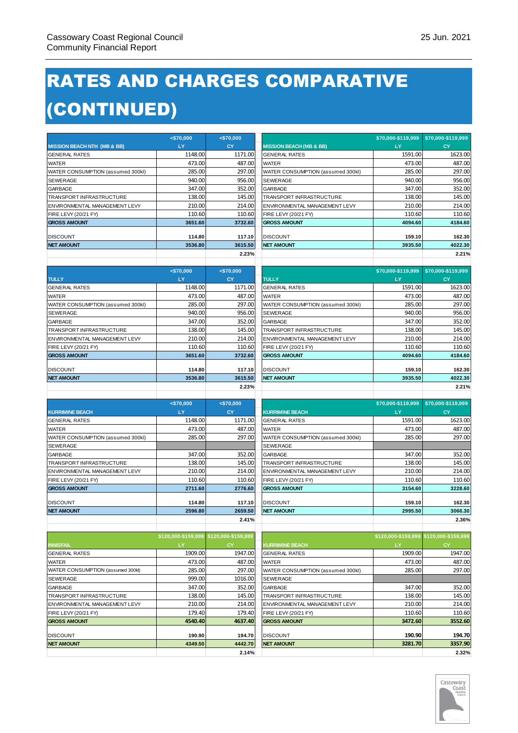# RATES AND CHARGES COMPARATIVE (CONTINUED)

| MISSION BEACH NTH (MB & BB) | <$70,000 LY | <$70,000 CY |
|---|---|---|
| GENERAL RATES | 1148.00 | 1171.00 |
| WATER | 473.00 | 487.00 |
| WATER CONSUMPTION (assumed 300kl) | 285.00 | 297.00 |
| SEWERAGE | 940.00 | 956.00 |
| GARBAGE | 347.00 | 352.00 |
| TRANSPORT INFRASTRUCTURE | 138.00 | 145.00 |
| ENVIRONMENTAL MANAGEMENT LEVY | 210.00 | 214.00 |
| FIRE LEVY (20/21 FY) | 110.60 | 110.60 |
| **GROSS AMOUNT** | **3651.60** | **3732.60** |
| DISCOUNT | **114.80** | **117.10** |
| **NET AMOUNT** | **3536.80** | **3615.50** |
| | | **2.23%** |

| MISSION BEACH (MB & BB) | $70,000-$119,999 LY | $70,000-$119,999 CY |
|---|---|---|
| GENERAL RATES | 1591.00 | 1623.00 |
| WATER | 473.00 | 487.00 |
| WATER CONSUMPTION (assumed 300kl) | 285.00 | 297.00 |
| SEWERAGE | 940.00 | 956.00 |
| GARBAGE | 347.00 | 352.00 |
| TRANSPORT INFRASTRUCTURE | 138.00 | 145.00 |
| ENVIRONMENTAL MANAGEMENT LEVY | 210.00 | 214.00 |
| FIRE LEVY (20/21 FY) | 110.60 | 110.60 |
| **GROSS AMOUNT** | **4094.60** | **4184.60** |
| DISCOUNT | **159.10** | **162.30** |
| **NET AMOUNT** | **3935.50** | **4022.30** |
| | | **2.21%** |

| TULLY | <$70,000 LY | <$70,000 CY |
|---|---|---|
| GENERAL RATES | 1148.00 | 1171.00 |
| WATER | 473.00 | 487.00 |
| WATER CONSUMPTION (assumed 300kl) | 285.00 | 297.00 |
| SEWERAGE | 940.00 | 956.00 |
| GARBAGE | 347.00 | 352.00 |
| TRANSPORT INFRASTRUCTURE | 138.00 | 145.00 |
| ENVIRONMENTAL MANAGEMENT LEVY | 210.00 | 214.00 |
| FIRE LEVY (20/21 FY) | 110.60 | 110.60 |
| **GROSS AMOUNT** | **3651.60** | **3732.60** |
| DISCOUNT | **114.80** | **117.10** |
| **NET AMOUNT** | **3536.80** | **3615.50** |
| | | **2.23%** |

| TULLY | $70,000-$119,999 LY | $70,000-$119,999 CY |
|---|---|---|
| GENERAL RATES | 1591.00 | 1623.00 |
| WATER | 473.00 | 487.00 |
| WATER CONSUMPTION (assumed 300kl) | 285.00 | 297.00 |
| SEWERAGE | 940.00 | 956.00 |
| GARBAGE | 347.00 | 352.00 |
| TRANSPORT INFRASTRUCTURE | 138.00 | 145.00 |
| ENVIRONMENTAL MANAGEMENT LEVY | 210.00 | 214.00 |
| FIRE LEVY (20/21 FY) | 110.60 | 110.60 |
| **GROSS AMOUNT** | **4094.60** | **4184.60** |
| DISCOUNT | **159.10** | **162.30** |
| **NET AMOUNT** | **3935.50** | **4022.30** |
| | | **2.21%** |

| KURRIMINE BEACH | <$70,000 LY | <$70,000 CY |
|---|---|---|
| GENERAL RATES | 1148.00 | 1171.00 |
| WATER | 473.00 | 487.00 |
| WATER CONSUMPTION (assumed 300kl) | 285.00 | 297.00 |
| SEWERAGE | | |
| GARBAGE | 347.00 | 352.00 |
| TRANSPORT INFRASTRUCTURE | 138.00 | 145.00 |
| ENVIRONMENTAL MANAGEMENT LEVY | 210.00 | 214.00 |
| FIRE LEVY (20/21 FY) | 110.60 | 110.60 |
| **GROSS AMOUNT** | **2711.60** | **2776.60** |
| DISCOUNT | **114.80** | **117.10** |
| **NET AMOUNT** | **2596.80** | **2659.50** |
| | | **2.41%** |

| KURRIMINE BEACH | $70,000-$119,999 LY | $70,000-$119,999 CY |
|---|---|---|
| GENERAL RATES | 1591.00 | 1623.00 |
| WATER | 473.00 | 487.00 |
| WATER CONSUMPTION (assumed 300kl) | 285.00 | 297.00 |
| SEWERAGE | | |
| GARBAGE | 347.00 | 352.00 |
| TRANSPORT INFRASTRUCTURE | 138.00 | 145.00 |
| ENVIRONMENTAL MANAGEMENT LEVY | 210.00 | 214.00 |
| FIRE LEVY (20/21 FY) | 110.60 | 110.60 |
| **GROSS AMOUNT** | **3154.60** | **3228.60** |
| DISCOUNT | **159.10** | **162.30** |
| **NET AMOUNT** | **2995.50** | **3066.30** |
| | | **2.36%** |

| INNISFAIL | $120,000-$159,999 LY | $120,000-$159,999 CY |
|---|---|---|
| GENERAL RATES | 1909.00 | 1947.00 |
| WATER | 473.00 | 487.00 |
| WATER CONSUMPTION (assumed 300kl) | 285.00 | 297.00 |
| SEWERAGE | 999.00 | 1016.00 |
| GARBAGE | 347.00 | 352.00 |
| TRANSPORT INFRASTRUCTURE | 138.00 | 145.00 |
| ENVIRONMENTAL MANAGEMENT LEVY | 210.00 | 214.00 |
| FIRE LEVY (20/21 FY) | 179.40 | 179.40 |
| **GROSS AMOUNT** | **4540.40** | **4637.40** |
| DISCOUNT | **190.90** | **194.70** |
| **NET AMOUNT** | **4349.50** | **4442.70** |
| | | **2.14%** |

| KURRIMINE BEACH | $120,000-$159,999 LY | $120,000-$159,999 CY |
|---|---|---|
| GENERAL RATES | 1909.00 | 1947.00 |
| WATER | 473.00 | 487.00 |
| WATER CONSUMPTION (assumed 300kl) | 285.00 | 297.00 |
| SEWERAGE | | |
| GARBAGE | 347.00 | 352.00 |
| TRANSPORT INFRASTRUCTURE | 138.00 | 145.00 |
| ENVIRONMENTAL MANAGEMENT LEVY | 210.00 | 214.00 |
| FIRE LEVY (20/21 FY) | 110.60 | 110.60 |
| **GROSS AMOUNT** | **3472.60** | **3552.60** |
| DISCOUNT | **190.90** | **194.70** |
| **NET AMOUNT** | **3281.70** | **3357.90** |
| | | **2.32%** |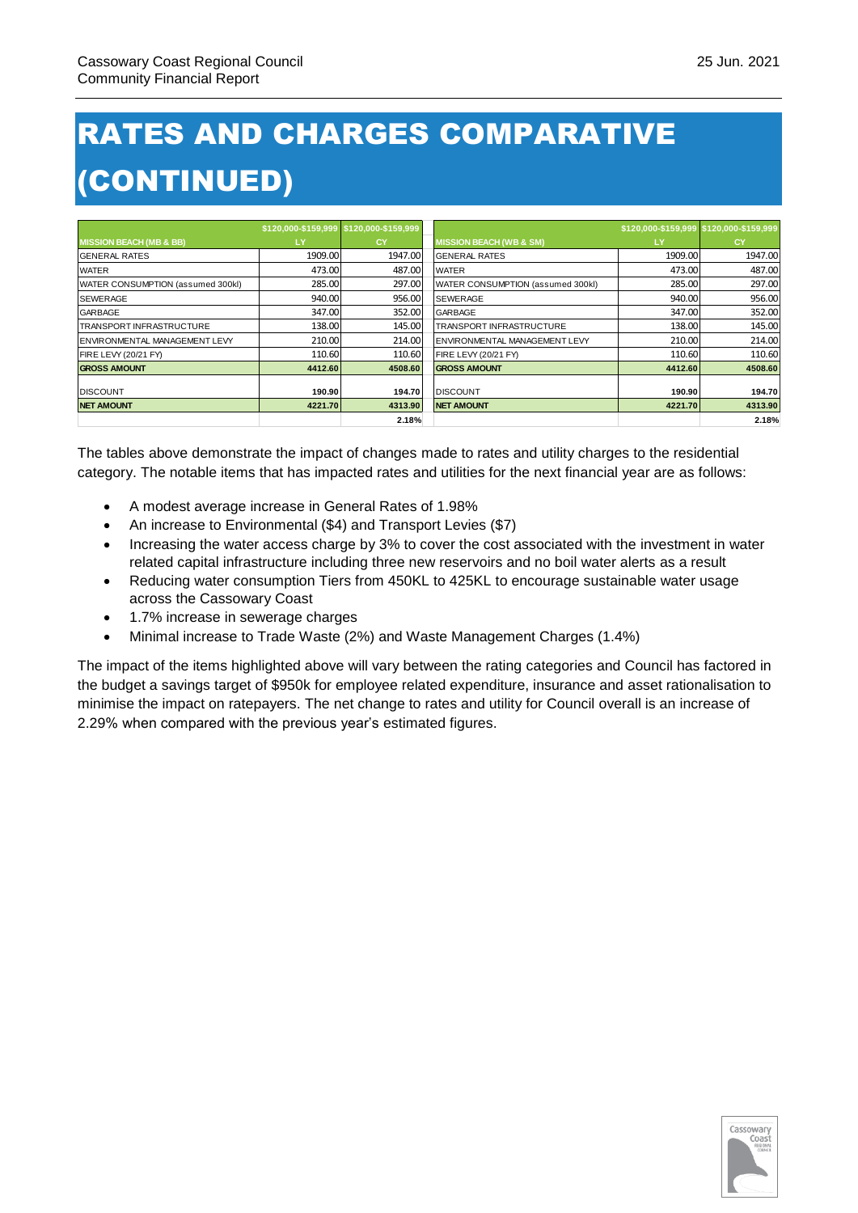# RATES AND CHARGES COMPARATIVE (CONTINUED)

| MISSION BEACH (MB & BB) | $120,000-$159,999 LY | $120,000-$159,999 CY |
|---|---|---|
| GENERAL RATES | 1909.00 | 1947.00 |
| WATER | 473.00 | 487.00 |
| WATER CONSUMPTION (assumed 300kl) | 285.00 | 297.00 |
| SEWERAGE | 940.00 | 956.00 |
| GARBAGE | 347.00 | 352.00 |
| TRANSPORT INFRASTRUCTURE | 138.00 | 145.00 |
| ENVIRONMENTAL MANAGEMENT LEVY | 210.00 | 214.00 |
| FIRE LEVY (20/21 FY) | 110.60 | 110.60 |
| **GROSS AMOUNT** | **4412.60** | **4508.60** |
| DISCOUNT | **190.90** | **194.70** |
| **NET AMOUNT** | **4221.70** | **4313.90** |
| | | **2.18%** |

| MISSION BEACH (WB & SM) | $120,000-$159,999 LY | $120,000-$159,999 CY |
|---|---|---|
| GENERAL RATES | 1909.00 | 1947.00 |
| WATER | 473.00 | 487.00 |
| WATER CONSUMPTION (assumed 300kl) | 285.00 | 297.00 |
| SEWERAGE | 940.00 | 956.00 |
| GARBAGE | 347.00 | 352.00 |
| TRANSPORT INFRASTRUCTURE | 138.00 | 145.00 |
| ENVIRONMENTAL MANAGEMENT LEVY | 210.00 | 214.00 |
| FIRE LEVY (20/21 FY) | 110.60 | 110.60 |
| **GROSS AMOUNT** | **4412.60** | **4508.60** |
| DISCOUNT | **190.90** | **194.70** |
| **NET AMOUNT** | **4221.70** | **4313.90** |
| | | **2.18%** |

The tables above demonstrate the impact of changes made to rates and utility charges to the residential category. The notable items that has impacted rates and utilities for the next financial year are as follows:

- A modest average increase in General Rates of 1.98%
- An increase to Environmental ($4) and Transport Levies ($7)
- Increasing the water access charge by 3% to cover the cost associated with the investment in water related capital infrastructure including three new reservoirs and no boil water alerts as a result
- Reducing water consumption Tiers from 450KL to 425KL to encourage sustainable water usage across the Cassowary Coast
- 1.7% increase in sewerage charges
- Minimal increase to Trade Waste (2%) and Waste Management Charges (1.4%)

The impact of the items highlighted above will vary between the rating categories and Council has factored in the budget a savings target of $950k for employee related expenditure, insurance and asset rationalisation to minimise the impact on ratepayers. The net change to rates and utility for Council overall is an increase of 2.29% when compared with the previous year's estimated figures.